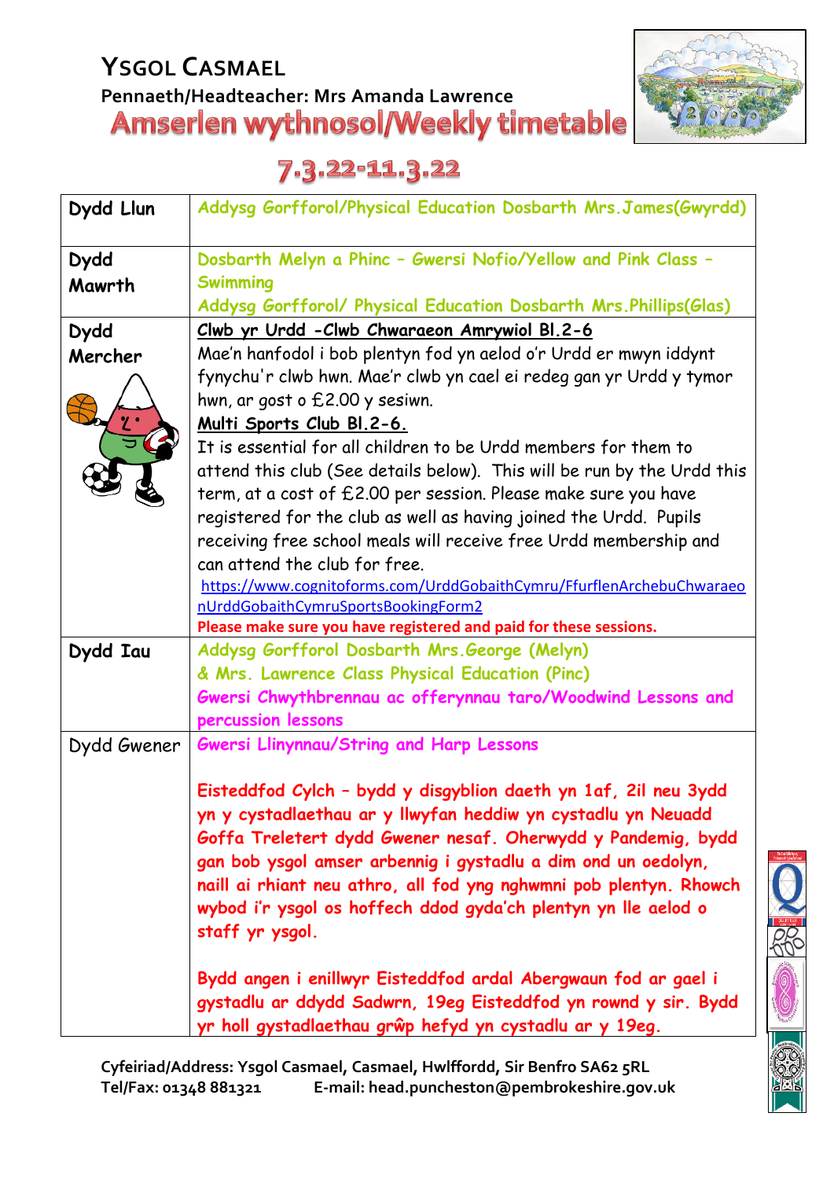# YSGOL CASMAEL

**Pennaeth/Headteacher: Mrs Amanda Lawrence**

## Amserlen wythnosol/Weekly timetable

## 7.3.22-11.3.22

| | |
|---|---|
| **Dydd Llun** | Addysg Gorfforol/Physical Education Dosbarth Mrs.James(Gwyrdd) |
| **Dydd Mawrth** | Dosbarth Melyn a Phinc – Gwersi Nofio/Yellow and Pink Class – Swimming<br>Addysg Gorfforol/ Physical Education Dosbarth Mrs.Phillips(Glas) |
| **Dydd Mercher** | **Clwb yr Urdd -Clwb Chwaraeon Amrywiol Bl.2-6**<br>Mae'n hanfodol i bob plentyn fod yn aelod o'r Urdd er mwyn iddynt fynychu'r clwb hwn. Mae'r clwb yn cael ei redeg gan yr Urdd y tymor hwn, ar gost o £2.00 y sesiwn.<br>**Multi Sports Club Bl.2-6.**<br>It is essential for all children to be Urdd members for them to attend this club (See details below). This will be run by the Urdd this term, at a cost of £2.00 per session. Please make sure you have registered for the club as well as having joined the Urdd. Pupils receiving free school meals will receive free Urdd membership and can attend the club for free.<br>https://www.cognitoforms.com/UrddGobaithCymru/FfurflenArchebuChwaraeonUrddGobaithCymruSportsBookingForm2<br>**Please make sure you have registered and paid for these sessions.** |
| **Dydd Iau** | Addysg Gorfforol Dosbarth Mrs.George (Melyn)<br>& Mrs. Lawrence Class Physical Education (Pinc)<br>Gwersi Chwythbrennau ac offerynnau taro/Woodwind Lessons and percussion lessons |
| Dydd Gwener | Gwersi Llinynnau/String and Harp Lessons<br><br>Eisteddfod Cylch – bydd y disgyblion daeth yn 1af, 2il neu 3ydd yn y cystadlaethau ar y llwyfan heddiw yn cystadlu yn Neuadd Goffa Treletert dydd Gwener nesaf. Oherwydd y Pandemig, bydd gan bob ysgol amser arbennig i gystadlu a dim ond un oedolyn, naill ai rhiant neu athro, all fod yng nghwmni pob plentyn. Rhowch wybod i'r ysgol os hoffech ddod gyda'ch plentyn yn lle aelod o staff yr ysgol.<br><br>Bydd angen i enillwyr Eisteddfod ardal Abergwaun fod ar gael i gystadlu ar ddydd Sadwrn, 19eg Eisteddfod yn rownd y sir. Bydd yr holl gystadlaethau grŵp hefyd yn cystadlu ar y 19eg. |

**Cyfeiriad/Address: Ysgol Casmael, Casmael, Hwlffordd, Sir Benfro SA62 5RL**
**Tel/Fax: 01348 881321 E-mail: head.puncheston@pembrokeshire.gov.uk**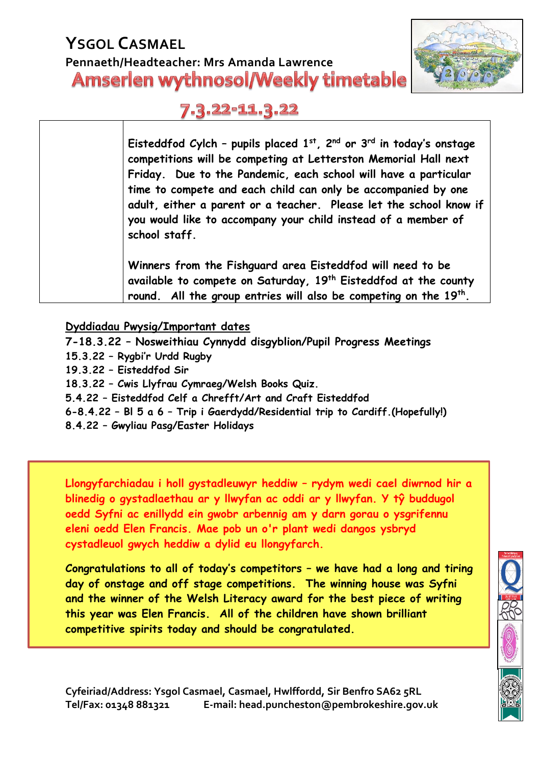# YSGOL CASMAEL

**Pennaeth/Headteacher: Mrs Amanda Lawrence**

## Amserlen wythnosol/Weekly timetable

## 7.3.22-11.3.22

| | |
|---|---|
| | **Eisteddfod Cylch – pupils placed 1st, 2nd or 3rd in today's onstage competitions will be competing at Letterston Memorial Hall next Friday. Due to the Pandemic, each school will have a particular time to compete and each child can only be accompanied by one adult, either a parent or a teacher. Please let the school know if you would like to accompany your child instead of a member of school staff.**<br><br>**Winners from the Fishguard area Eisteddfod will need to be available to compete on Saturday, 19th Eisteddfod at the county round. All the group entries will also be competing on the 19th.** |

**Dyddiadau Pwysig/Important dates**

**7-18.3.22 – Nosweithiau Cynnydd disgyblion/Pupil Progress Meetings**
**15.3.22 – Rygbi'r Urdd Rugby**
**19.3.22 – Eisteddfod Sir**
**18.3.22 – Cwis Llyfrau Cymraeg/Welsh Books Quiz.**
**5.4.22 – Eisteddfod Celf a Chrefft/Art and Craft Eisteddfod**
**6-8.4.22 – Bl 5 a 6 – Trip i Gaerdydd/Residential trip to Cardiff.(Hopefully!)**
**8.4.22 – Gwyliau Pasg/Easter Holidays**

**Llongyfarchiadau i holl gystadleuwyr heddiw – rydym wedi cael diwrnod hir a blinedig o gystadlaethau ar y llwyfan ac oddi ar y llwyfan. Y tŷ buddugol oedd Syfni ac enillydd ein gwobr arbennig am y darn gorau o ysgrifennu eleni oedd Elen Francis. Mae pob un o'r plant wedi dangos ysbryd cystadleuol gwych heddiw a dylid eu llongyfarch.**

**Congratulations to all of today's competitors – we have had a long and tiring day of onstage and off stage competitions. The winning house was Syfni and the winner of the Welsh Literacy award for the best piece of writing this year was Elen Francis. All of the children have shown brilliant competitive spirits today and should be congratulated.**

**Cyfeiriad/Address: Ysgol Casmael, Casmael, Hwlffordd, Sir Benfro SA62 5RL**
**Tel/Fax: 01348 881321 E-mail: head.puncheston@pembrokeshire.gov.uk**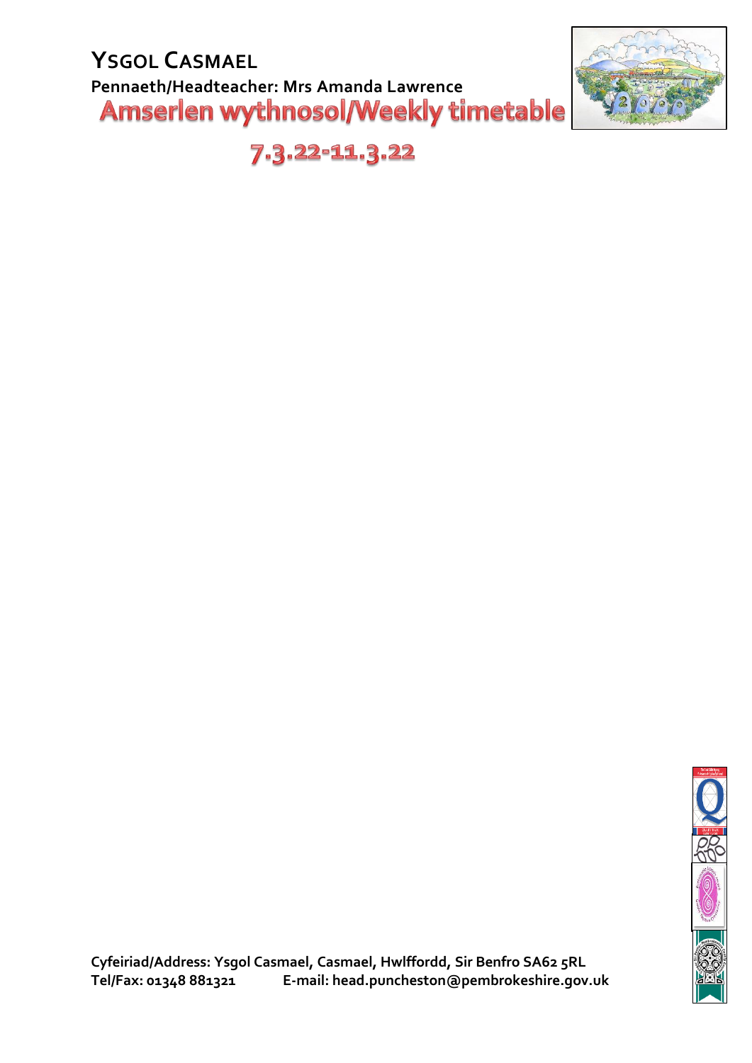# YSGOL CASMAEL

**Pennaeth/Headteacher: Mrs Amanda Lawrence**

## Amserlen wythnosol/Weekly timetable

## 7.3.22-11.3.22

**Cyfeiriad/Address: Ysgol Casmael, Casmael, Hwlffordd, Sir Benfro SA62 5RL**
**Tel/Fax: 01348 881321 E-mail: head.puncheston@pembrokeshire.gov.uk**